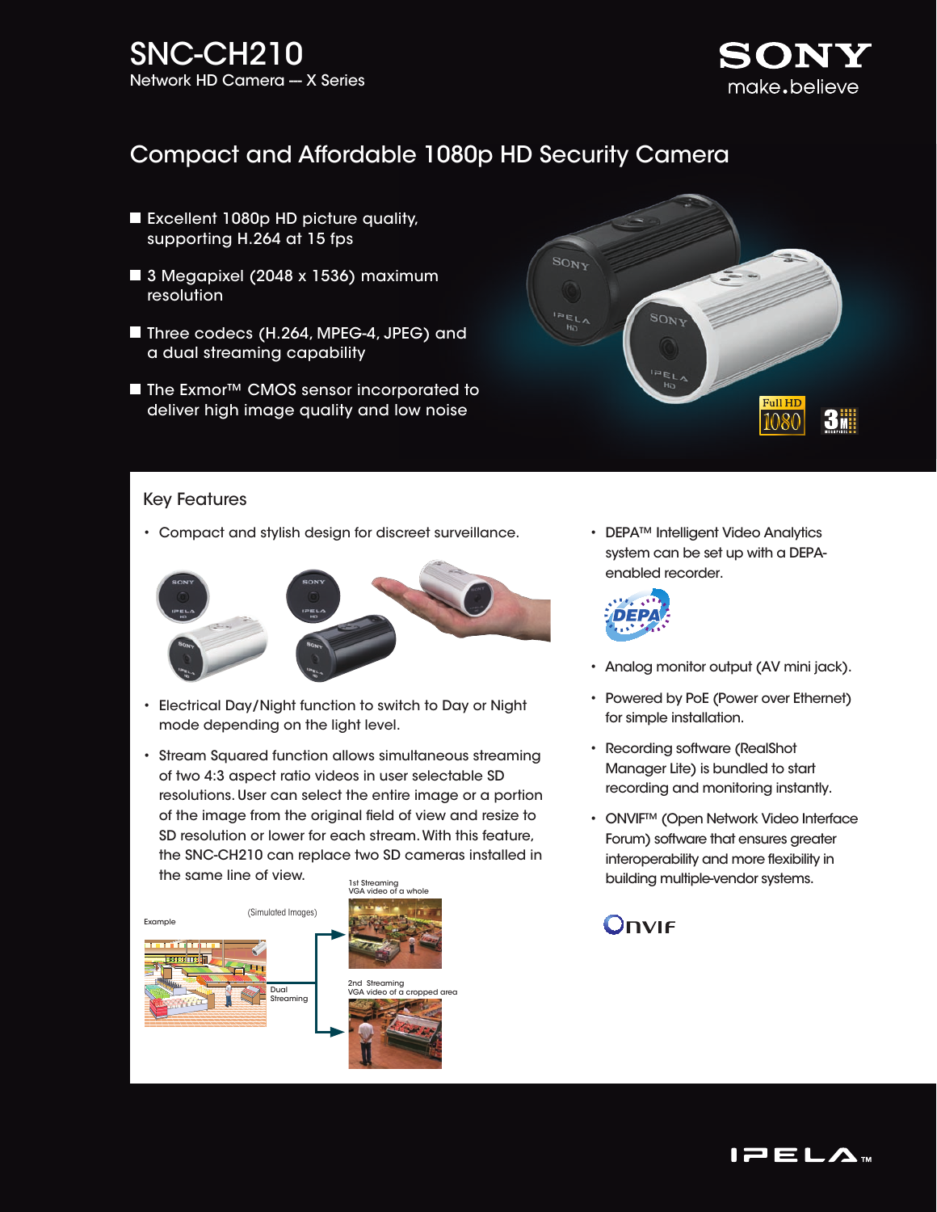# SNC-CH210

Network HD Camera — X Series

SONY
make.believe

## Compact and Affordable 1080p HD Security Camera

- Excellent 1080p HD picture quality, supporting H.264 at 15 fps
- 3 Megapixel (2048 x 1536) maximum resolution
- Three codecs (H.264, MPEG-4, JPEG) and a dual streaming capability
- The Exmor™ CMOS sensor incorporated to deliver high image quality and low noise

### Key Features

- Compact and stylish design for discreet surveillance.
- Electrical Day/Night function to switch to Day or Night mode depending on the light level.
- Stream Squared function allows simultaneous streaming of two 4:3 aspect ratio videos in user selectable SD resolutions. User can select the entire image or a portion of the image from the original field of view and resize to SD resolution or lower for each stream. With this feature, the SNC-CH210 can replace two SD cameras installed in the same line of view.

Example (Simulated Images)

Dual Streaming

1st Streaming VGA video of a whole

2nd Streaming VGA video of a cropped area

- DEPA™ Intelligent Video Analytics system can be set up with a DEPA-enabled recorder.
- Analog monitor output (AV mini jack).
- Powered by PoE (Power over Ethernet) for simple installation.
- Recording software (RealShot Manager Lite) is bundled to start recording and monitoring instantly.
- ONVIF™ (Open Network Video Interface Forum) software that ensures greater interoperability and more flexibility in building multiple-vendor systems.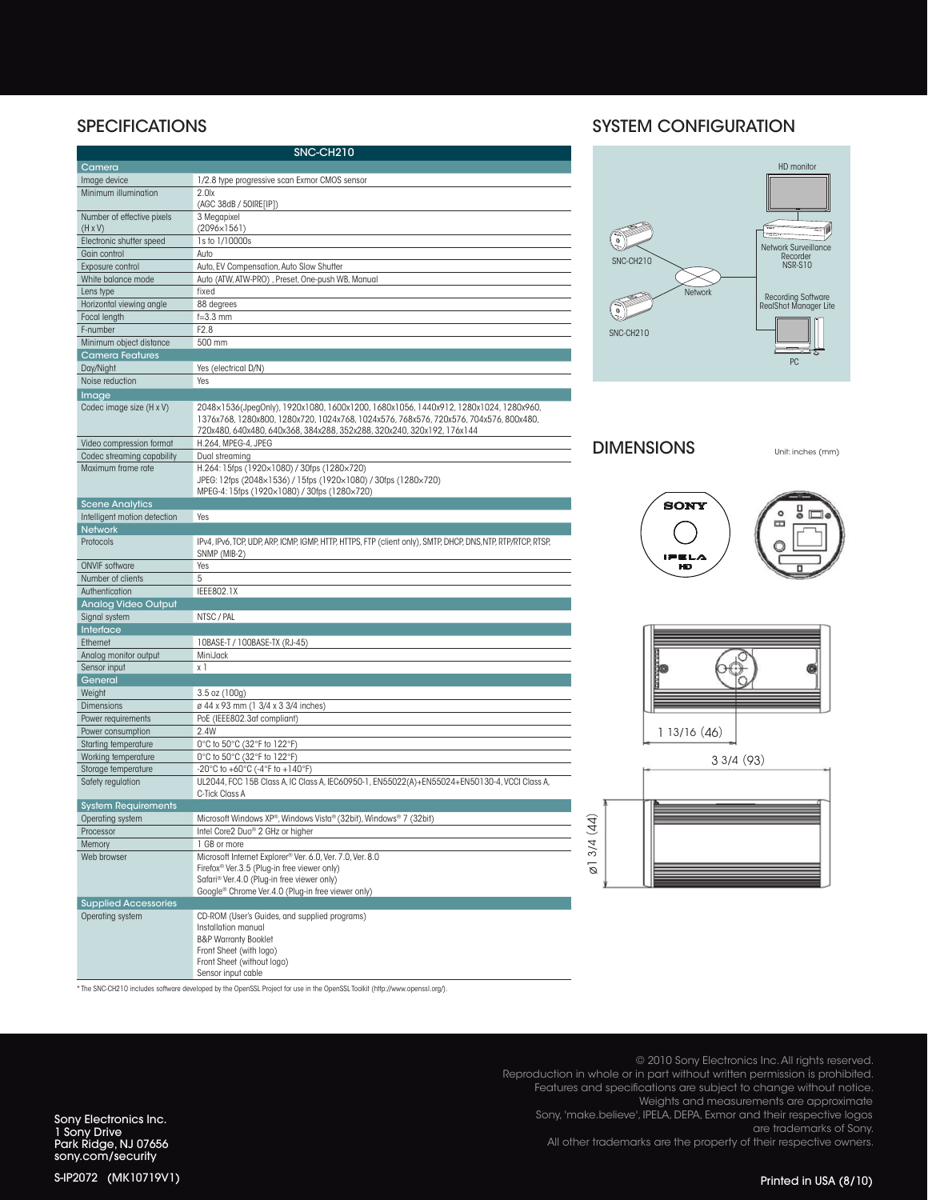## SPECIFICATIONS

| | SNC-CH210 |
|---|---|
| **Camera** | |
| Image device | 1/2.8 type progressive scan Exmor CMOS sensor |
| Minimum illumination | 2.0lx<br>(AGC 38dB / 50IRE[IP]) |
| Number of effective pixels (H x V) | 3 Megapixel<br>(2096×1561) |
| Electronic shutter speed | 1s to 1/10000s |
| Gain control | Auto |
| Exposure control | Auto, EV Compensation, Auto Slow Shutter |
| White balance mode | Auto (ATW, ATW-PRO) , Preset, One-push WB, Manual |
| Lens type | fixed |
| Horizontal viewing angle | 88 degrees |
| Focal length | f=3.3 mm |
| F-number | F2.8 |
| Minimum object distance | 500 mm |
| **Camera Features** | |
| Day/Night | Yes (electrical D/N) |
| Noise reduction | Yes |
| **Image** | |
| Codec image size (H x V) | 2048×1536(JpegOnly), 1920x1080, 1600x1200, 1680x1056, 1440x912, 1280x1024, 1280x960, 1376x768, 1280x800, 1280x720, 1024x768, 1024x576, 768x576, 720x576, 704x576, 800x480, 720x480, 640x480, 640x368, 384x288, 352x288, 320x240, 320x192, 176x144 |
| Video compression format | H.264, MPEG-4, JPEG |
| Codec streaming capability | Dual streaming |
| Maximum frame rate | H.264: 15fps (1920×1080) / 30fps (1280×720)<br>JPEG: 12fps (2048×1536) / 15fps (1920×1080) / 30fps (1280×720)<br>MPEG-4: 15fps (1920×1080) / 30fps (1280×720) |
| **Scene Analytics** | |
| Intelligent motion detection | Yes |
| **Network** | |
| Protocols | IPv4, IPv6, TCP, UDP, ARP, ICMP, IGMP, HTTP, HTTPS, FTP (client only), SMTP, DHCP, DNS, NTP, RTP/RTCP, RTSP, SNMP (MIB-2) |
| ONVIF software | Yes |
| Number of clients | 5 |
| Authentication | IEEE802.1X |
| **Analog Video Output** | |
| Signal system | NTSC / PAL |
| **Interface** | |
| Ethernet | 10BASE-T / 100BASE-TX (RJ-45) |
| Analog monitor output | MiniJack |
| Sensor input | x 1 |
| **General** | |
| Weight | 3.5 oz (100g) |
| Dimensions | ø 44 x 93 mm (1 3/4 x 3 3/4 inches) |
| Power requirements | PoE (IEEE802.3af compliant) |
| Power consumption | 2.4W |
| Starting temperature | 0°C to 50°C (32°F to 122°F) |
| Working temperature | 0°C to 50°C (32°F to 122°F) |
| Storage temperature | -20°C to +60°C (-4°F to +140°F) |
| Safety regulation | UL2044, FCC 15B Class A, IC Class A, IEC60950-1, EN55022(A)+EN55024+EN50130-4, VCCI Class A, C-Tick Class A |
| **System Requirements** | |
| Operating system | Microsoft Windows XP®, Windows Vista® (32bit), Windows® 7 (32bit) |
| Processor | Intel Core2 Duo® 2 GHz or higher |
| Memory | 1 GB or more |
| Web browser | Microsoft Internet Explorer® Ver. 6.0, Ver. 7.0, Ver. 8.0<br>Firefox® Ver.3.5 (Plug-in free viewer only)<br>Safari® Ver.4.0 (Plug-in free viewer only)<br>Google® Chrome Ver.4.0 (Plug-in free viewer only) |
| **Supplied Accessories** | |
| Operating system | CD-ROM (User's Guides, and supplied programs)<br>Installation manual<br>B&P Warranty Booklet<br>Front Sheet (with logo)<br>Front Sheet (without logo)<br>Sensor input cable |

* The SNC-CH210 includes software developed by the OpenSSL Project for use in the OpenSSL Toolkit (http://www.openssl.org/).

## SYSTEM CONFIGURATION

HD monitor

Network Surveillance Recorder NSR-S10

SNC-CH210

Network

Recording Software RealShot Manager Lite

SNC-CH210

PC

## DIMENSIONS

Unit: inches (mm)

1 13/16 (46)

3 3/4 (93)

ø1 3/4 (44)

Sony Electronics Inc.
1 Sony Drive
Park Ridge, NJ 07656
sony.com/security

© 2010 Sony Electronics Inc. All rights reserved.
Reproduction in whole or in part without written permission is prohibited.
Features and specifications are subject to change without notice.
Weights and measurements are approximate
Sony, 'make.believe', IPELA, DEPA, Exmor and their respective logos are trademarks of Sony.
All other trademarks are the property of their respective owners.

S-IP2072 (MK10719V1)

Printed in USA (8/10)